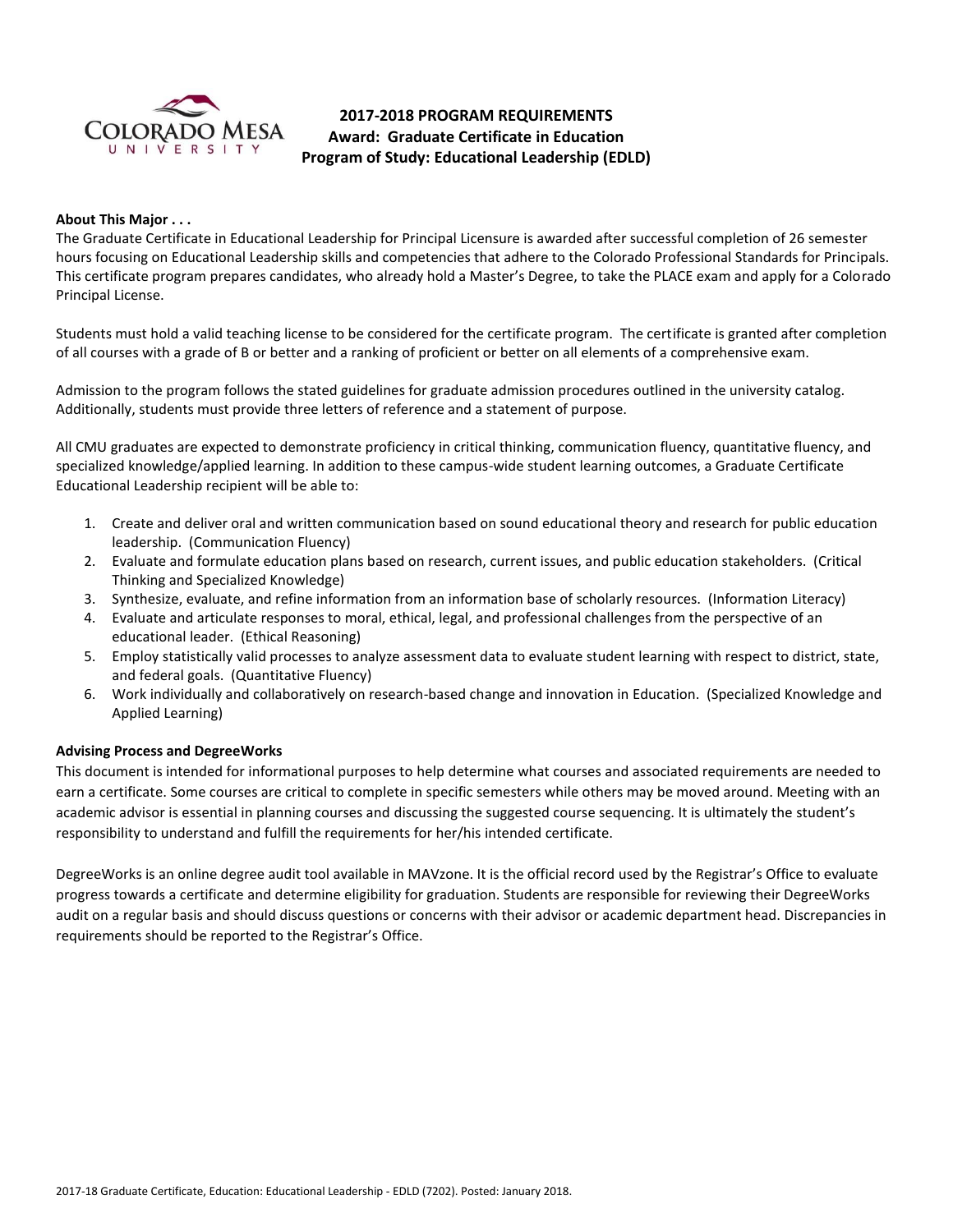# 2017-2018 PROGRAM REQUIREMENTS
## Award: Graduate Certificate in Education
## Program of Study: Educational Leadership (EDLD)

**About This Major . . .**

The Graduate Certificate in Educational Leadership for Principal Licensure is awarded after successful completion of 26 semester hours focusing on Educational Leadership skills and competencies that adhere to the Colorado Professional Standards for Principals. This certificate program prepares candidates, who already hold a Master's Degree, to take the PLACE exam and apply for a Colorado Principal License.

Students must hold a valid teaching license to be considered for the certificate program. The certificate is granted after completion of all courses with a grade of B or better and a ranking of proficient or better on all elements of a comprehensive exam.

Admission to the program follows the stated guidelines for graduate admission procedures outlined in the university catalog. Additionally, students must provide three letters of reference and a statement of purpose.

All CMU graduates are expected to demonstrate proficiency in critical thinking, communication fluency, quantitative fluency, and specialized knowledge/applied learning. In addition to these campus-wide student learning outcomes, a Graduate Certificate Educational Leadership recipient will be able to:

1. Create and deliver oral and written communication based on sound educational theory and research for public education leadership. (Communication Fluency)
2. Evaluate and formulate education plans based on research, current issues, and public education stakeholders. (Critical Thinking and Specialized Knowledge)
3. Synthesize, evaluate, and refine information from an information base of scholarly resources. (Information Literacy)
4. Evaluate and articulate responses to moral, ethical, legal, and professional challenges from the perspective of an educational leader. (Ethical Reasoning)
5. Employ statistically valid processes to analyze assessment data to evaluate student learning with respect to district, state, and federal goals. (Quantitative Fluency)
6. Work individually and collaboratively on research-based change and innovation in Education. (Specialized Knowledge and Applied Learning)

**Advising Process and DegreeWorks**

This document is intended for informational purposes to help determine what courses and associated requirements are needed to earn a certificate. Some courses are critical to complete in specific semesters while others may be moved around. Meeting with an academic advisor is essential in planning courses and discussing the suggested course sequencing. It is ultimately the student's responsibility to understand and fulfill the requirements for her/his intended certificate.

DegreeWorks is an online degree audit tool available in MAVzone. It is the official record used by the Registrar's Office to evaluate progress towards a certificate and determine eligibility for graduation. Students are responsible for reviewing their DegreeWorks audit on a regular basis and should discuss questions or concerns with their advisor or academic department head. Discrepancies in requirements should be reported to the Registrar's Office.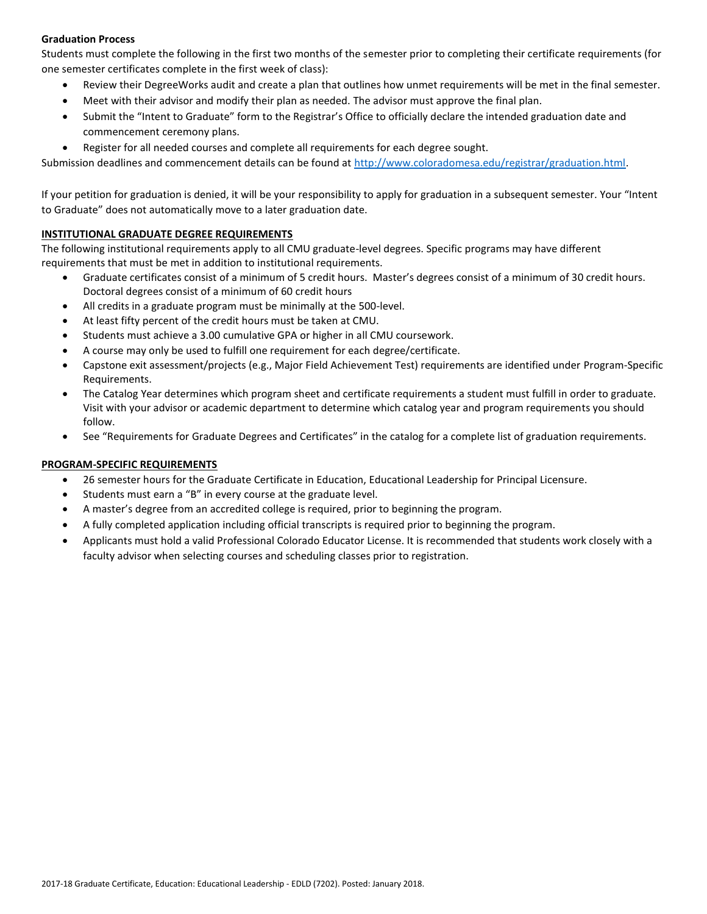**Graduation Process**

Students must complete the following in the first two months of the semester prior to completing their certificate requirements (for one semester certificates complete in the first week of class):

- Review their DegreeWorks audit and create a plan that outlines how unmet requirements will be met in the final semester.
- Meet with their advisor and modify their plan as needed. The advisor must approve the final plan.
- Submit the "Intent to Graduate" form to the Registrar's Office to officially declare the intended graduation date and commencement ceremony plans.
- Register for all needed courses and complete all requirements for each degree sought.

Submission deadlines and commencement details can be found at [http://www.coloradomesa.edu/registrar/graduation.html](http://www.coloradomesa.edu/registrar/graduation.html).

If your petition for graduation is denied, it will be your responsibility to apply for graduation in a subsequent semester. Your "Intent to Graduate" does not automatically move to a later graduation date.

## INSTITUTIONAL GRADUATE DEGREE REQUIREMENTS

The following institutional requirements apply to all CMU graduate-level degrees. Specific programs may have different requirements that must be met in addition to institutional requirements.

- Graduate certificates consist of a minimum of 5 credit hours. Master's degrees consist of a minimum of 30 credit hours. Doctoral degrees consist of a minimum of 60 credit hours
- All credits in a graduate program must be minimally at the 500-level.
- At least fifty percent of the credit hours must be taken at CMU.
- Students must achieve a 3.00 cumulative GPA or higher in all CMU coursework.
- A course may only be used to fulfill one requirement for each degree/certificate.
- Capstone exit assessment/projects (e.g., Major Field Achievement Test) requirements are identified under Program-Specific Requirements.
- The Catalog Year determines which program sheet and certificate requirements a student must fulfill in order to graduate. Visit with your advisor or academic department to determine which catalog year and program requirements you should follow.
- See "Requirements for Graduate Degrees and Certificates" in the catalog for a complete list of graduation requirements.

## PROGRAM-SPECIFIC REQUIREMENTS

- 26 semester hours for the Graduate Certificate in Education, Educational Leadership for Principal Licensure.
- Students must earn a "B" in every course at the graduate level.
- A master's degree from an accredited college is required, prior to beginning the program.
- A fully completed application including official transcripts is required prior to beginning the program.
- Applicants must hold a valid Professional Colorado Educator License. It is recommended that students work closely with a faculty advisor when selecting courses and scheduling classes prior to registration.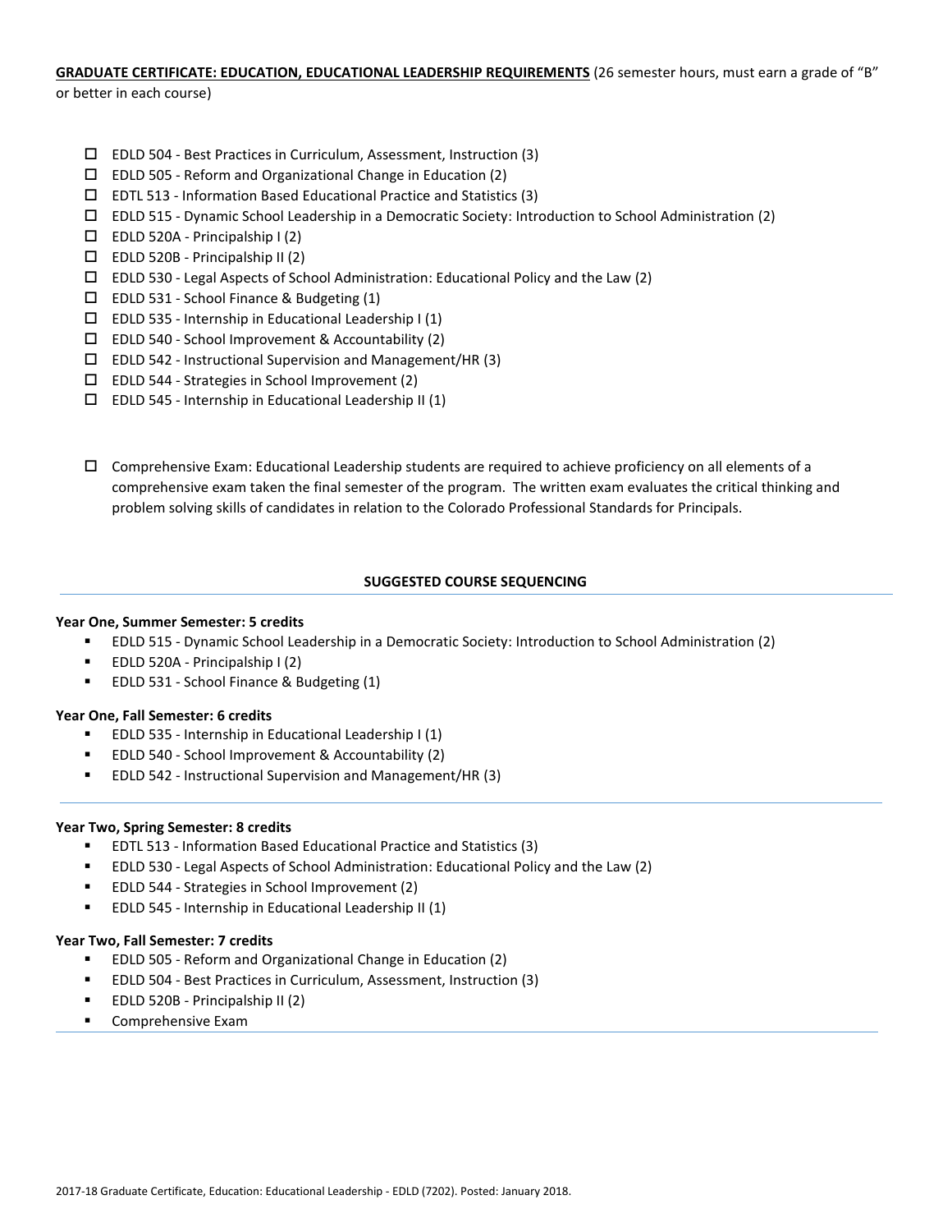**GRADUATE CERTIFICATE: EDUCATION, EDUCATIONAL LEADERSHIP REQUIREMENTS** (26 semester hours, must earn a grade of "B" or better in each course)

- ☐ EDLD 504 - Best Practices in Curriculum, Assessment, Instruction (3)
- ☐ EDLD 505 - Reform and Organizational Change in Education (2)
- ☐ EDTL 513 - Information Based Educational Practice and Statistics (3)
- ☐ EDLD 515 - Dynamic School Leadership in a Democratic Society: Introduction to School Administration (2)
- ☐ EDLD 520A - Principalship I (2)
- ☐ EDLD 520B - Principalship II (2)
- ☐ EDLD 530 - Legal Aspects of School Administration: Educational Policy and the Law (2)
- ☐ EDLD 531 - School Finance & Budgeting (1)
- ☐ EDLD 535 - Internship in Educational Leadership I (1)
- ☐ EDLD 540 - School Improvement & Accountability (2)
- ☐ EDLD 542 - Instructional Supervision and Management/HR (3)
- ☐ EDLD 544 - Strategies in School Improvement (2)
- ☐ EDLD 545 - Internship in Educational Leadership II (1)

- ☐ Comprehensive Exam: Educational Leadership students are required to achieve proficiency on all elements of a comprehensive exam taken the final semester of the program. The written exam evaluates the critical thinking and problem solving skills of candidates in relation to the Colorado Professional Standards for Principals.

## SUGGESTED COURSE SEQUENCING

**Year One, Summer Semester: 5 credits**

- EDLD 515 - Dynamic School Leadership in a Democratic Society: Introduction to School Administration (2)
- EDLD 520A - Principalship I (2)
- EDLD 531 - School Finance & Budgeting (1)

**Year One, Fall Semester: 6 credits**

- EDLD 535 - Internship in Educational Leadership I (1)
- EDLD 540 - School Improvement & Accountability (2)
- EDLD 542 - Instructional Supervision and Management/HR (3)

---

**Year Two, Spring Semester: 8 credits**

- EDTL 513 - Information Based Educational Practice and Statistics (3)
- EDLD 530 - Legal Aspects of School Administration: Educational Policy and the Law (2)
- EDLD 544 - Strategies in School Improvement (2)
- EDLD 545 - Internship in Educational Leadership II (1)

**Year Two, Fall Semester: 7 credits**

- EDLD 505 - Reform and Organizational Change in Education (2)
- EDLD 504 - Best Practices in Curriculum, Assessment, Instruction (3)
- EDLD 520B - Principalship II (2)
- Comprehensive Exam